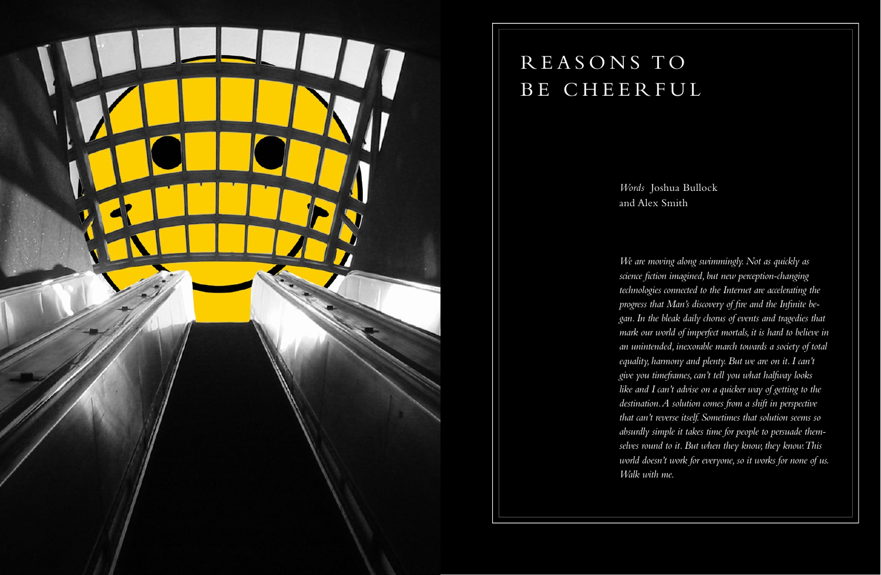# REASONS TO BE CHEERFUL

*Words* Joshua Bullock and Alex Smith

*We are moving along swimmingly. Not as quickly as science fiction imagined, but new perception-changing technologies connected to the Internet are accelerating the progress that Man's discovery of fire and the Infinite began. In the bleak daily chorus of events and tragedies that mark our world of imperfect mortals, it is hard to believe in an unintended, inexorable march towards a society of total equality, harmony and plenty. But we are on it. I can't give you timeframes, can't tell you what halfway looks like and I can't advise on a quicker way of getting to the destination. A solution comes from a shift in perspective that can't reverse itself. Sometimes that solution seems so absurdly simple it takes time for people to persuade themselves round to it. But when they know, they know. This world doesn't work for everyone, so it works for none of us. Walk with me.*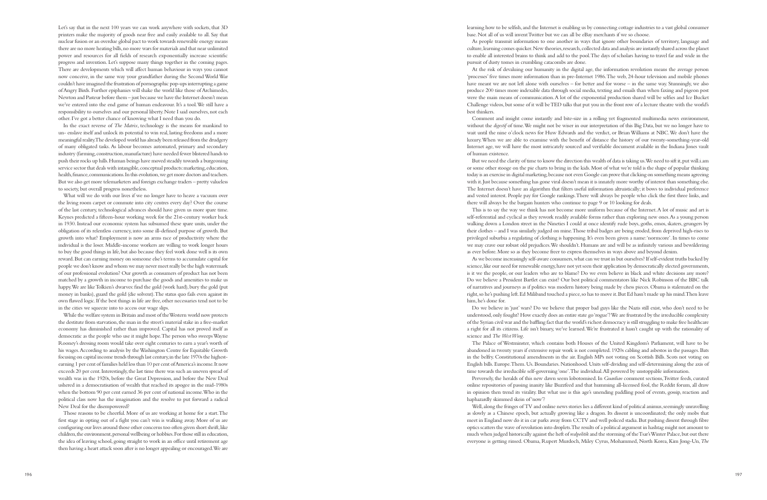Let's say that in the next 100 years we can work anywhere with sockets, that 3D printers make the majority of goods near free and easily available to all. Say that nuclear fusion or an overdue global pact to work towards renewable energy means there are no more heating bills, no more wars for materials and that near unlimited power and resources for all fields of research exponentially increase scientific progress and invention. Let's suppose many things together in the coming pages. There are developments which will affect human behaviour in ways you cannot now conceive, in the same way your grandfather during the Second World War couldn't have imagined the frustration of pornographic pop-ups interrupting a game of Angry Birds. Further epiphanies will shake the world like those of Archimedes, Newton and Pasteur before them – just because we have the Internet doesn't mean we've entered into the end game of human endeavour. It's a tool. We still have a responsibility to ourselves and our personal liberty. Note I said ourselves, not each other. I've got a better chance of knowing what I need than you do.

In the exact reverse of *The Matrix*, technology is the means for mankind to un- enslave itself and unlock its potential to win real, lasting freedoms and a more meaningful reality. The developed world has already been released from the drudgery of many obligated tasks. As labour becomes automated, primary and secondary industry (farming, construction, manufacture) have needed fewer blistered hands to push their rocks up hills. Human beings have moved steadily towards a burgeoning service sector that deals with intangible, conceptual products: marketing, education, health, finance, communications. In this evolution, we get more doctors and teachers. But we also get more telemarketers and foreign exchange traders – pretty valueless to society, but overall progress nonetheless.

What will we do with our lives if we no longer have to heave a vacuum over the living room carpet or commute into city centres every day? Over the course of the last century, technological advances should have given us more spare time. Keynes predicted a fifteen-hour working week for the 21st-century worker back in 1930. Instead our economic system has subsumed these spare units, under the obligation of its relentless currency, into some ill-defined purpose of growth. But growth into what? Employment is now an arms race of productivity where the individual is the loser. Middle-income workers are willing to work longer hours to buy the good things in life, but also because they feel work done well is its own reward. But can earning money on someone else's terms to accumulate capital for people we don't know and whom we may never meet really be the high watermark of our professional evolution? Our growth as consumers of product has not been matched by a growth in income to purchase the goods and amenities to make us happy. We are like Tolkien's dwarves: find the gold (work hard), bury the gold (put money in banks), guard the gold (die solvent). The status quo fails even against its own flawed logic. If the best things in life are free, other necessaries tend not to be in the cities we squeeze into to access our wage slips.

While the welfare system in Britain and most of the Western world now protects the destitute from starvation, the man in the street's material stake in a free-market economy has diminished rather than improved. Capital has not proved itself as democratic as the people who use it might hope. The person who sweeps Wayne Rooney's dressing room would take over eight centuries to earn a year's worth of his wages. According to analysis by the Washington Centre for Equitable Growth focusing on capital income trends through last century, in the late 1970s the highest-earning 1 per cent of families held less than 10 per cent of America's income. It now exceeds 20 per cent. Interestingly, the last time there was such an uneven spread of wealth was in the 1920s, before the Great Depression, and before the New Deal ushered in a democratisation of wealth that reached its apogee in the mid-1980s when the bottom 90 per cent earned 36 per cent of national income. Who in the political class now has the imagination and the resolve to put forward a radical New Deal for the disempowered?

Those reasons to be cheerful. More of us are working at home for a start. The first stage in opting out of a fight you can't win is walking away. More of us are configuring our lives around those other concerns too often given short shrift, like children, the environment, personal wellbeing or hobbies. For those still in education, the idea of leaving school, going straight to work in an office until retirement age then having a heart attack soon after is no longer appealing or encouraged. We are learning how to be selfish, and the Internet is enabling us by connecting cottage industries to a vast global consumer base. Not all of us will invent Twitter but we can all be eBay merchants if we so choose.

As people transmit information to one another in ways that ignore other boundaries of territory, language and culture, learning comes quicker. New theories, research, collected data and analysis are instantly shared across the planet to enable all interested brains to think and add to the pool. The days of scholars having to travel far and wide in the pursuit of dusty tomes in crumbling catacombs are done.

At the risk of devaluing our humanity in the digital age, the information revolution means the average person 'processes' five times more information than in pre-Internet 1986. The web, 24-hour television and mobile phones have meant we are not left alone with ourselves – for better and for worse – in the same way. Stunningly, we also produce 200 times more indexable data through social media, texting and emails than when faxing and pigeon post were the main means of communication. A lot of the exponential production shared will be selfies and Ice Bucket Challenge videos, but some of it will be TED talks that put you in the front row of a lecture theatre with the world's best thinkers.

Comment and insight come instantly and bite-size in a rolling yet fragmented multimedia news environment, without the *digestif* of time. We might not be wiser in our interpretation of this Big Data, but we no longer have to wait until the nine o'clock news for Huw Edwards and the verdict, or Brian Williams at NBC. We don't have the luxury. When we are able to examine with the benefit of distance the history of our twenty-something-year-old Internet age, we will have the most intricately sourced and verifiable document available in the Indiana Jones vault of human existence.

But we need the clarity of time to know the direction this wealth of data is taking us. We need to sift it, put will.i.am or some other stooge on the pie charts to bring in the kids. Most of what we're told is the shape of popular thinking today is an exercise in digital marketing, because not even Google can prove that clicking on something means agreeing with it. Just because something has gone viral doesn't mean it is innately more worthy of interest than something else. The Internet doesn't have an algorithm that filters useful information altruistically; it bows to individual preference and vested interest. People pay for Google rankings. There will always be people who click the first three links, and there will always be the bargain hunters who continue to page 9 or 10 looking for deals.

This is to say the way we think has not become more uniform because of the Internet. A lot of music and art is self-referential and cyclical as they rework readily available forms rather than exploring new ones. As a young person walking down a London street in the Nineties I could at once identify rude boys, goths, emos, skaters, grungers by their clothes – and I was similarly judged on mine. Those tribal badges are being eroded, from deprived high-rises to privileged suburbia a regulating of clothing is happening. It's even been given a name: 'normcore'. In times to come we may crave our robust old prejudices. We shouldn't. Humans are and will be as infinitely various and bewildering as ever before. More so as they become freer to express themselves in ways above and beyond denim.

As we become increasingly self-aware consumers, what can we trust in but ourselves? If self-evident truths backed by science, like our need for renewable energy, have not yet seen their application by democratically elected governments, is it we the people, or our leaders who are to blame? Do we even believe in black and white decisions any more? Do we believe a President Bartlet can exist? Our best political commentators like Nick Robinson of the BBC talk of narratives and journeys as if politics was modern history being made by chess pieces. Obama is stalemated on the right, so he's pushing left. Ed Miliband touched a piece, so has to move it. But Ed hasn't made up his mind. Then leave him, he's done for.

Do we believe in 'just' wars? Do we believe that proper bad guys like the Nazis still exist, who don't need to be understood, only fought? How exactly does an entire state go 'rogue'? We are frustrated by the irreducible complexity of the Syrian civil war and the baffling fact that the world's richest democracy is still struggling to make free healthcare a right for all its citizens. Life isn't binary, we've learned. We're frustrated it hasn't caught up with the rationality of science and *The West Wing*.

The Palace of Westminster, which contains both Houses of the United Kingdom's Parliament, will have to be abandoned in twenty years if extensive repair work is not completed. 1920s cabling and asbestos in the passages. Bats in the belfry. Constitutional amendments in the air. English MPs not voting on Scottish Bills. Scots not voting on English bills. Europe. Them. Us. Boundaries. Nationhood. Units self-dividing and self-determining along the axis of time towards the irreducible self-governing 'one'. The individual. All powered by unstoppable information.

Perversely, the heralds of this new dawn seem lobotomised. In *Guardian* comment sections, Twitter feeds, curated online repositories of passing inanity like Buzzfeed and that humming all-licensed fool, the Reddit forum, all draw in opinion then trend its virality. But what use is this age's unending paddling pool of events, gossip, reaction and haphazardly skimmed skein of 'now'?

Well, along the fringes of TV and online news stories lies a different kind of political animus, seemingly unravelling as slowly as a Chinese epoch, but actually growing like a dragon. Its dissent is uncoordinated; the only mobs that meet in England now do it in car parks away from CCTV and well policed stadia. But pushing dissent through fibre optics scatters the wave of revolution into droplets. The results of a political argument in hashtag might not amount to much when judged historically against the heft of *realpolitik* and the storming of the Tsar's Winter Palace, but out there everyone is getting rinsed. Obama, Rupert Murdoch, Miley Cyrus, Mohammed, North Korea, Kim Jong-Un, *The*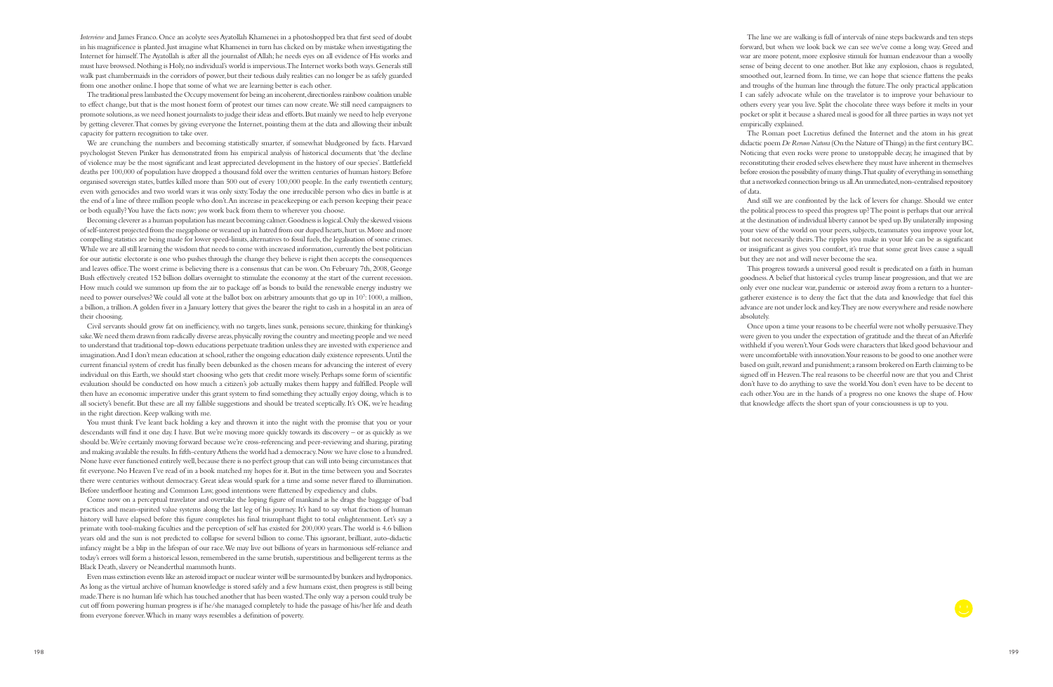*Interview* and James Franco. Once an acolyte sees Ayatollah Khamenei in a photoshopped bra that first seed of doubt in his magnificence is planted. Just imagine what Khamenei in turn has clicked on by mistake when investigating the Internet for himself. The Ayatollah is after all the journalist of Allah; he needs eyes on all evidence of His works and must have browsed. Nothing is Holy, no individual's world is impervious. The Internet works both ways. Generals still walk past chambermaids in the corridors of power, but their tedious daily realities can no longer be as safely guarded from one another online. I hope that some of what we are learning better is each other.

The traditional press lambasted the Occupy movement for being an incoherent, directionless rainbow coalition unable to effect change, but that is the most honest form of protest our times can now create. We still need campaigners to promote solutions, as we need honest journalists to judge their ideas and efforts. But mainly we need to help everyone by getting cleverer. That comes by giving everyone the Internet, pointing them at the data and allowing their inbuilt capacity for pattern recognition to take over.

We are crunching the numbers and becoming statistically smarter, if somewhat bludgeoned by facts. Harvard psychologist Steven Pinker has demonstrated from his empirical analysis of historical documents that 'the decline of violence may be the most significant and least appreciated development in the history of our species'. Battlefield deaths per 100,000 of population have dropped a thousand fold over the written centuries of human history. Before organised sovereign states, battles killed more than 500 out of every 100,000 people. In the early twentieth century, even with genocides and two world wars it was only sixty. Today the one irreducible person who dies in battle is at the end of a line of three million people who don't. An increase in peacekeeping or each person keeping their peace or both equally? You have the facts now; *you* work back from them to wherever you choose.

Becoming cleverer as a human population has meant becoming calmer. Goodness is logical. Only the skewed visions of self-interest projected from the megaphone or weaned up in hatred from our duped hearts, hurt us. More and more compelling statistics are being made for lower speed-limits, alternatives to fossil fuels, the legalisation of some crimes. While we are all still learning the wisdom that needs to come with increased information, currently the best politician for our autistic electorate is one who pushes through the change they believe is right then accepts the consequences and leaves office. The worst crime is believing there is a consensus that can be won. On February 7th, 2008, George Bush effectively created 152 billion dollars overnight to stimulate the economy at the start of the current recession. How much could we summon up from the air to package off as bonds to build the renewable energy industry we need to power ourselves? We could all vote at the ballot box on arbitrary amounts that go up in $10^3$: 1000, a million, a billion, a trillion. A golden fiver in a January lottery that gives the bearer the right to cash in a hospital in an area of their choosing.

Civil servants should grow fat on inefficiency, with no targets, lines sunk, pensions secure, thinking for thinking's sake. We need them drawn from radically diverse areas, physically roving the country and meeting people and we need to understand that traditional top-down educations perpetuate tradition unless they are invested with experience and imagination. And I don't mean education at school, rather the ongoing education daily existence represents. Until the current financial system of credit has finally been debunked as the chosen means for advancing the interest of every individual on this Earth, we should start choosing who gets that credit more wisely. Perhaps some form of scientific evaluation should be conducted on how much a citizen's job actually makes them happy and fulfilled. People will then have an economic imperative under this grant system to find something they actually enjoy doing, which is to all society's benefit. But these are all my fallible suggestions and should be treated sceptically. It's OK, we're heading in the right direction. Keep walking with me.

You must think I've leant back holding a key and thrown it into the night with the promise that you or your descendants will find it one day. I have. But we're moving more quickly towards its discovery – or as quickly as we should be. We're certainly moving forward because we're cross-referencing and peer-reviewing and sharing, pirating and making available the results. In fifth-century Athens the world had a democracy. Now we have close to a hundred. None have ever functioned entirely well, because there is no perfect group that can will into being circumstances that fit everyone. No Heaven I've read of in a book matched my hopes for it. But in the time between you and Socrates there were centuries without democracy. Great ideas would spark for a time and some never flared to illumination. Before underfloor heating and Common Law, good intentions were flattened by expediency and clubs.

Come now on a perceptual travelator and overtake the loping figure of mankind as he drags the baggage of bad practices and mean-spirited value systems along the last leg of his journey. It's hard to say what fraction of human history will have elapsed before this figure completes his final triumphant flight to total enlightenment. Let's say a primate with tool-making faculties and the perception of self has existed for 200,000 years. The world is 4.6 billion years old and the sun is not predicted to collapse for several billion to come. This ignorant, brilliant, auto-didactic infancy might be a blip in the lifespan of our race. We may live out billions of years in harmonious self-reliance and today's errors will form a historical lesson, remembered in the same brutish, superstitious and belligerent terms as the Black Death, slavery or Neanderthal mammoth hunts.

Even mass extinction events like an asteroid impact or nuclear winter will be surmounted by bunkers and hydroponics. As long as the virtual archive of human knowledge is stored safely and a few humans exist, then progress is still being made. There is no human life which has touched another that has been wasted. The only way a person could truly be cut off from powering human progress is if he/she managed completely to hide the passage of his/her life and death from everyone forever. Which in many ways resembles a definition of poverty.

The line we are walking is full of intervals of nine steps backwards and ten steps forward, but when we look back we can see we've come a long way. Greed and war are more potent, more explosive stimuli for human endeavour than a woolly sense of being decent to one another. But like any explosion, chaos is regulated, smoothed out, learned from. In time, we can hope that science flattens the peaks and troughs of the human line through the future. The only practical application I can safely advocate while on the travelator is to improve your behaviour to others every year you live. Split the chocolate three ways before it melts in your pocket or split it because a shared meal is good for all three parties in ways not yet empirically explained.

The Roman poet Lucretius defined the Internet and the atom in his great didactic poem *De Rerum Natura* (On the Nature of Things) in the first century BC. Noticing that even rocks were prone to unstoppable decay, he imagined that by reconstituting their eroded selves elsewhere they must have inherent in themselves before erosion the possibility of many things. That quality of everything in something that a networked connection brings us all. An unmediated, non-centralised repository of data.

And still we are confronted by the lack of levers for change. Should we enter the political process to speed this progress up? The point is perhaps that our arrival at the destination of individual liberty cannot be sped up. By unilaterally imposing your view of the world on your peers, subjects, teammates you improve your lot, but not necessarily theirs. The ripples you make in your life can be as significant or insignificant as gives you comfort, it's true that some great lives cause a squall but they are not and will never become the sea.

This progress towards a universal good result is predicated on a faith in human goodness. A belief that historical cycles trump linear progression, and that we are only ever one nuclear war, pandemic or asteroid away from a return to a hunter-gatherer existence is to deny the fact that the data and knowledge that fuel this advance are not under lock and key. They are now everywhere and reside nowhere absolutely.

Once upon a time your reasons to be cheerful were not wholly persuasive. They were given to you under the expectation of gratitude and the threat of an Afterlife withheld if you weren't. Your Gods were characters that liked good behaviour and were uncomfortable with innovation. Your reasons to be good to one another were based on guilt, reward and punishment; a ransom brokered on Earth claiming to be signed off in Heaven. The real reasons to be cheerful now are that you and Christ don't have to do anything to save the world. You don't even have to be decent to each other. You are in the hands of a progress no one knows the shape of. How that knowledge affects the short span of your consciousness is up to you.